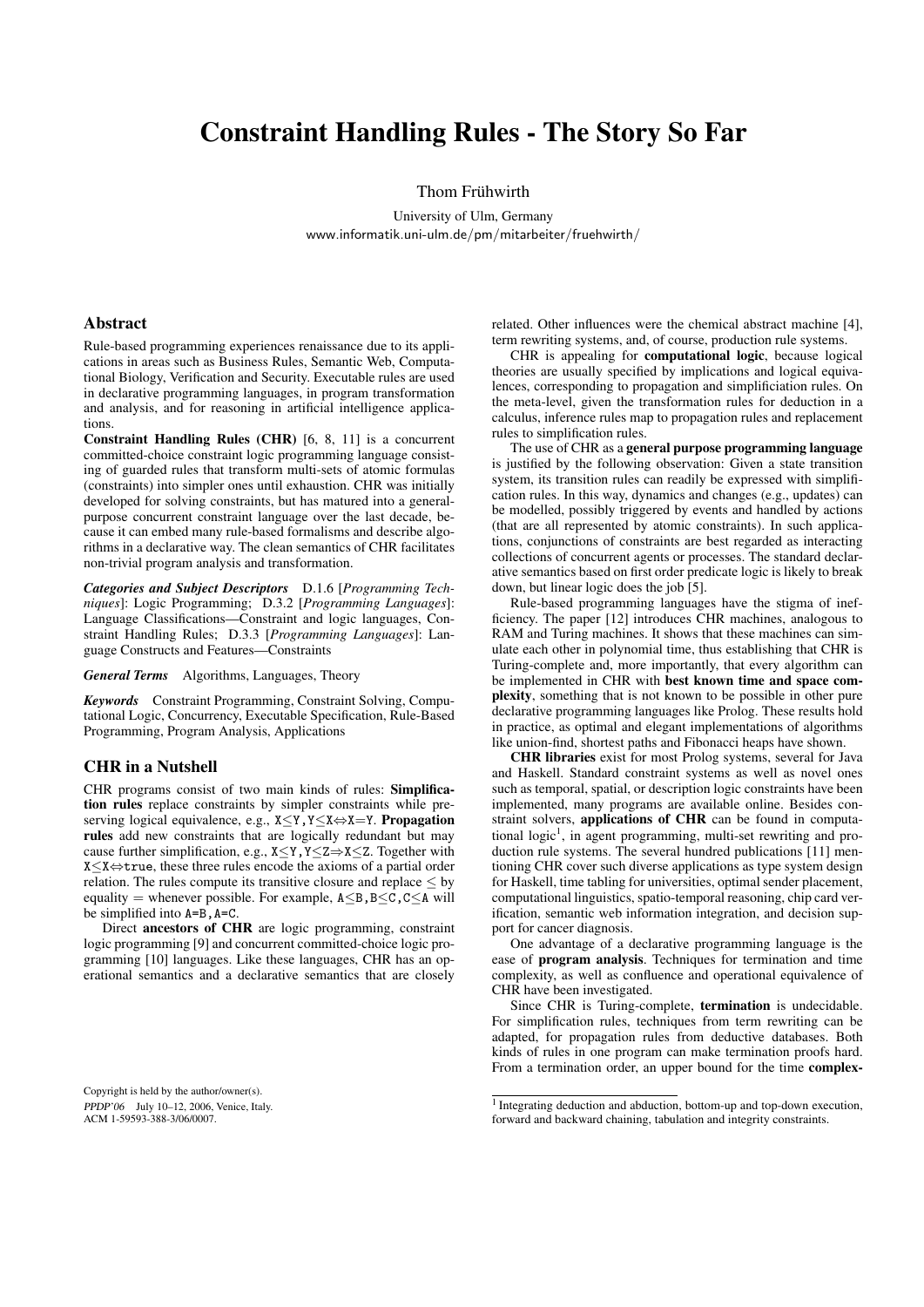# Constraint Handling Rules - The Story So Far

Thom Frühwirth

University of Ulm, Germany
www.informatik.uni-ulm.de/pm/mitarbeiter/fruehwirth/

## Abstract

Rule-based programming experiences renaissance due to its applications in areas such as Business Rules, Semantic Web, Computational Biology, Verification and Security. Executable rules are used in declarative programming languages, in program transformation and analysis, and for reasoning in artificial intelligence applications.

**Constraint Handling Rules (CHR)** [6, 8, 11] is a concurrent committed-choice constraint logic programming language consisting of guarded rules that transform multi-sets of atomic formulas (constraints) into simpler ones until exhaustion. CHR was initially developed for solving constraints, but has matured into a general-purpose concurrent constraint language over the last decade, because it can embed many rule-based formalisms and describe algorithms in a declarative way. The clean semantics of CHR facilitates non-trivial program analysis and transformation.

***Categories and Subject Descriptors*** D.1.6 [*Programming Techniques*]: Logic Programming; D.3.2 [*Programming Languages*]: Language Classifications—Constraint and logic languages, Constraint Handling Rules; D.3.3 [*Programming Languages*]: Language Constructs and Features—Constraints

***General Terms*** Algorithms, Languages, Theory

***Keywords*** Constraint Programming, Constraint Solving, Computational Logic, Concurrency, Executable Specification, Rule-Based Programming, Program Analysis, Applications

## CHR in a Nutshell

CHR programs consist of two main kinds of rules: **Simplification rules** replace constraints by simpler constraints while preserving logical equivalence, e.g., $X \leq Y, Y \leq X \Leftrightarrow X = Y$. **Propagation rules** add new constraints that are logically redundant but may cause further simplification, e.g., $X \leq Y, Y \leq Z \Rightarrow X \leq Z$. Together with $X \leq X \Leftrightarrow \texttt{true}$, these three rules encode the axioms of a partial order relation. The rules compute its transitive closure and replace $\leq$ by equality $=$ whenever possible. For example, $A \leq B, B \leq C, C \leq A$ will be simplified into $A=B, A=C$.

Direct **ancestors of CHR** are logic programming, constraint logic programming [9] and concurrent committed-choice logic programming [10] languages. Like these languages, CHR has an operational semantics and a declarative semantics that are closely related. Other influences were the chemical abstract machine [4], term rewriting systems, and, of course, production rule systems.

CHR is appealing for **computational logic**, because logical theories are usually specified by implications and logical equivalences, corresponding to propagation and simplificiation rules. On the meta-level, given the transformation rules for deduction in a calculus, inference rules map to propagation rules and replacement rules to simplification rules.

The use of CHR as a **general purpose programming language** is justified by the following observation: Given a state transition system, its transition rules can readily be expressed with simplification rules. In this way, dynamics and changes (e.g., updates) can be modelled, possibly triggered by events and handled by actions (that are all represented by atomic constraints). In such applications, conjunctions of constraints are best regarded as interacting collections of concurrent agents or processes. The standard declarative semantics based on first order predicate logic is likely to break down, but linear logic does the job [5].

Rule-based programming languages have the stigma of inefficiency. The paper [12] introduces CHR machines, analogous to RAM and Turing machines. It shows that these machines can simulate each other in polynomial time, thus establishing that CHR is Turing-complete and, more importantly, that every algorithm can be implemented in CHR with **best known time and space complexity**, something that is not known to be possible in other pure declarative programming languages like Prolog. These results hold in practice, as optimal and elegant implementations of algorithms like union-find, shortest paths and Fibonacci heaps have shown.

**CHR libraries** exist for most Prolog systems, several for Java and Haskell. Standard constraint systems as well as novel ones such as temporal, spatial, or description logic constraints have been implemented, many programs are available online. Besides constraint solvers, **applications of CHR** can be found in computational logic[1], in agent programming, multi-set rewriting and production rule systems. The several hundred publications [11] mentioning CHR cover such diverse applications as type system design for Haskell, time tabling for universities, optimal sender placement, computational linguistics, spatio-temporal reasoning, chip card verification, semantic web information integration, and decision support for cancer diagnosis.

One advantage of a declarative programming language is the ease of **program analysis**. Techniques for termination and time complexity, as well as confluence and operational equivalence of CHR have been investigated.

Since CHR is Turing-complete, **termination** is undecidable. For simplification rules, techniques from term rewriting can be adapted, for propagation rules from deductive databases. Both kinds of rules in one program can make termination proofs hard. From a termination order, an upper bound for the time **complex-**

Copyright is held by the author/owner(s).
*PPDP'06* July 10–12, 2006, Venice, Italy.
ACM 1-59593-388-3/06/0007.

[1] Integrating deduction and abduction, bottom-up and top-down execution, forward and backward chaining, tabulation and integrity constraints.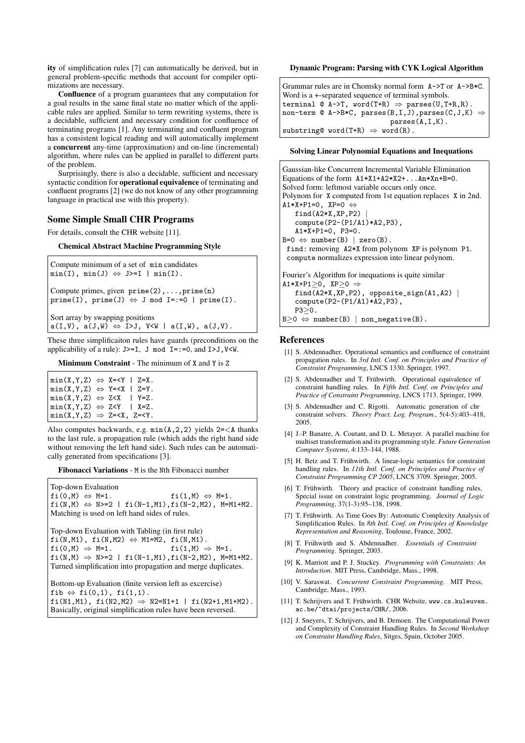**ity** of simplification rules [7] can automatically be derived, but in general problem-specific methods that account for compiler optimizations are necessary.

**Confluence** of a program guarantees that any computation for a goal results in the same final state no matter which of the applicable rules are applied. Similar to term rewriting systems, there is a decidable, sufficient and necessary condition for confluence of terminating programs [1]. Any terminating and confluent program has a consistent logical reading and will automatically implement a **concurrent** any-time (approximation) and on-line (incremental) algorithm, where rules can be applied in parallel to different parts of the problem.

Surprisingly, there is also a decidable, sufficient and necessary syntactic condition for **operational equivalence** of terminating and confluent programs [2] (we do not know of any other programming language in practical use with this property).

## Some Simple Small CHR Programs

For details, consult the CHR website [11].

**Chemical Abstract Machine Programming Style**

```
Compute minimum of a set of min candidates
min(I), min(J) ⇔ J>=I | min(I).

Compute primes, given prime(2),...,prime(n)
prime(I), prime(J) ⇔ J mod I=:=0 | prime(I).

Sort array by swapping positions
a(I,V), a(J,W) ⇔ I>J, V<W | a(I,W), a(J,V).
```

These three simplificaiton rules have guards (preconditions on the applicability of a rule): `J>=I`, `J mod I=:=0`, and `I>J,V<W`.

**Minimum Constraint** - The minimum of `X` and `Y` is `Z`

```
min(X,Y,Z) ⇔ X=<Y | Z=X.
min(X,Y,Z) ⇔ Y=<X | Z=Y.
min(X,Y,Z) ⇔ Z<X  | Y=Z.
min(X,Y,Z) ⇔ Z<Y  | X=Z.
min(X,Y,Z) ⇒ Z=<X, Z=<Y.
```

Also computes backwards, e.g. `min(A,2,2)` yields `2=<A` thanks to the last rule, a propagation rule (which adds the right hand side without removing the left hand side). Such rules can be automatically generated from specifications [3].

**Fibonacci Variations** - `M` is the `N`th Fibonacci number

```
Top-down Evaluation
fi(0,M) ⇔ M=1.              fi(1,M) ⇔ M=1.
fi(N,M) ⇔ N>=2 | fi(N-1,M1),fi(N-2,M2), M=M1+M2.
Matching is used on left hand sides of rules.

Top-down Evaluation with Tabling (in first rule)
fi(N,M1), fi(N,M2) ⇔ M1=M2, fi(N,M1).
fi(0,M) ⇒ M=1.              fi(1,M) ⇒ M=1.
fi(N,M) ⇒ N>=2 | fi(N-1,M1),fi(N-2,M2), M=M1+M2.
Turned simplification into propagation and merge duplicates.

Bottom-up Evaluation (finite version left as excercise)
fib ⇔ fi(0,1), fi(1,1).
fi(N1,M1), fi(N2,M2) ⇒ N2=N1+1 | fi(N2+1,M1+M2).
Basically, original simplification rules have been reversed.
```

**Dynamic Program: Parsing with CYK Logical Algorithm**

```
Grammar rules are in Chomsky normal form A->T or A->B*C.
Word is a +-separated sequence of terminal symbols.
terminal @ A->T, word(T+R) ⇒ parses(U,T+R,R).
non-term @ A->B*C, parses(B,I,J),parses(C,J,K) ⇒
                          parses(A,I,K).
substring@ word(T+R) ⇒ word(R).
```

**Solving Linear Polynomial Equations and Inequations**

```
Gaussian-like Concurrent Incremental Variable Elimination
Equations of the form A1*X1+A2*X2+...An*Xn+B=0.
Solved form: leftmost variable occurs only once.
Polynom for X computed from 1st equation replaces X in 2nd.
A1*X+P1=0, XP=0 ⇔
   find(A2*X,XP,P2) |
   compute(P2-(P1/A1)*A2,P3),
   A1*X+P1=0, P3=0.
B=0 ⇔ number(B) | zero(B).
 find: removing A2*X from polynom XP is polynom P1.
 compute normalizes expression into linear polynom.

Fourier's Algorithm for inequations is quite similar
A1*X+P1≥0, XP≥0 ⇒
   find(A2*X,XP,P2), opposite_sign(A1,A2) |
   compute(P2-(P1/A1)*A2,P3),
   P3≥0.
B≥0 ⇔ number(B) | non_negative(B).
```

## References

[1] S. Abdennadher. Operational semantics and confluence of constraint propagation rules. In *3rd Intl. Conf. on Principles and Practice of Constraint Programming*, LNCS 1330. Springer, 1997.

[2] S. Abdennadher and T. Frühwirth. Operational equivalence of constraint handling rules. In *Fifth Intl. Conf. on Principles and Practice of Constraint Programming*, LNCS 1713. Springer, 1999.

[3] S. Abdennadher and C. Rigotti. Automatic generation of chr constraint solvers. *Theory Pract. Log. Program.*, 5(4-5):403–418, 2005.

[4] J.-P. Banatre, A. Coutant, and D. L. Metayer. A parallel machine for multiset transformation and its programming style. *Future Generation Computer Systems*, 4:133–144, 1988.

[5] H. Betz and T. Frühwirth. A linear-logic semantics for constraint handling rules. In *11th Intl. Conf. on Principles and Practice of Constraint Programming CP 2005*, LNCS 3709. Springer, 2005.

[6] T. Frühwirth. Theory and practice of constraint handling rules, Special issue on constraint logic programming. *Journal of Logic Programming*, 37(1-3):95–138, 1998.

[7] T. Frühwirth. As Time Goes By: Automatic Complexity Analysis of Simplification Rules. In *8th Intl. Conf. on Principles of Knowledge Representation and Reasoning*, Toulouse, France, 2002.

[8] T. Frühwirth and S. Abdennadher. *Essentials of Constraint Programming*. Springer, 2003.

[9] K. Marriott and P. J. Stuckey. *Programming with Constraints: An Introduction*. MIT Press, Cambridge, Mass., 1998.

[10] V. Saraswat. *Concurrent Constraint Programming*. MIT Press, Cambridge, Mass., 1993.

[11] T. Schrijvers and T. Frühwirth. CHR Website, www.cs.kuleuven.ac.be/~dtai/projects/CHR/, 2006.

[12] J. Sneyers, T. Schrijvers, and B. Demoen. The Computational Power and Complexity of Constraint Handling Rules. In *Second Workshop on Constraint Handling Rules*, Sitges, Spain, October 2005.